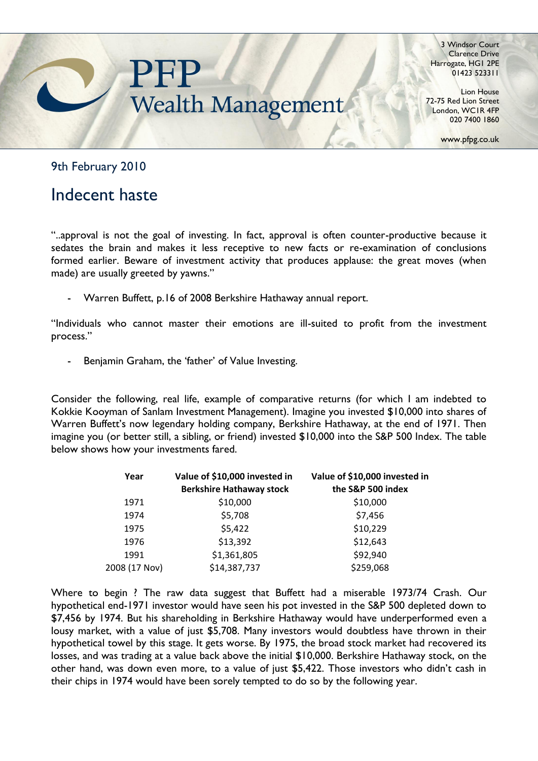PFP Wealth Management

3 Windsor Court
Clarence Drive
Harrogate, HG1 2PE
01423 523311

Lion House
72-75 Red Lion Street
London, WC1R 4FP
020 7400 1860

www.pfpg.co.uk

9th February 2010

# Indecent haste

"..approval is not the goal of investing. In fact, approval is often counter-productive because it sedates the brain and makes it less receptive to new facts or re-examination of conclusions formed earlier. Beware of investment activity that produces applause: the great moves (when made) are usually greeted by yawns."

- Warren Buffett, p.16 of 2008 Berkshire Hathaway annual report.

"Individuals who cannot master their emotions are ill-suited to profit from the investment process."

- Benjamin Graham, the 'father' of Value Investing.

Consider the following, real life, example of comparative returns (for which I am indebted to Kokkie Kooyman of Sanlam Investment Management). Imagine you invested $10,000 into shares of Warren Buffett's now legendary holding company, Berkshire Hathaway, at the end of 1971. Then imagine you (or better still, a sibling, or friend) invested $10,000 into the S&P 500 Index. The table below shows how your investments fared.

| Year | Value of $10,000 invested in Berkshire Hathaway stock | Value of $10,000 invested in the S&P 500 index |
|---|---|---|
| 1971 | $10,000 | $10,000 |
| 1974 | $5,708 | $7,456 |
| 1975 | $5,422 | $10,229 |
| 1976 | $13,392 | $12,643 |
| 1991 | $1,361,805 | $92,940 |
| 2008 (17 Nov) | $14,387,737 | $259,068 |

Where to begin ? The raw data suggest that Buffett had a miserable 1973/74 Crash. Our hypothetical end-1971 investor would have seen his pot invested in the S&P 500 depleted down to $7,456 by 1974. But his shareholding in Berkshire Hathaway would have underperformed even a lousy market, with a value of just $5,708. Many investors would doubtless have thrown in their hypothetical towel by this stage. It gets worse. By 1975, the broad stock market had recovered its losses, and was trading at a value back above the initial $10,000. Berkshire Hathaway stock, on the other hand, was down even more, to a value of just $5,422. Those investors who didn't cash in their chips in 1974 would have been sorely tempted to do so by the following year.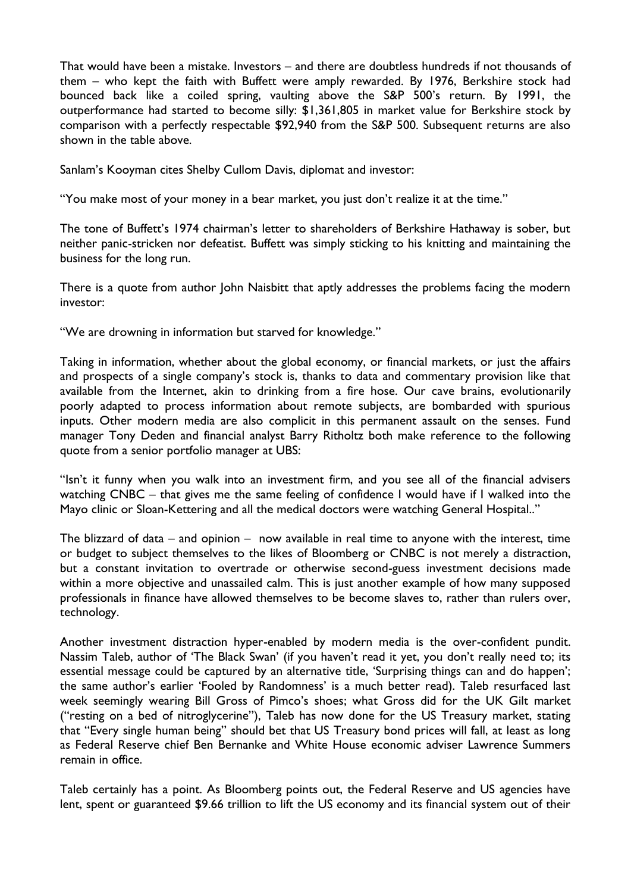That would have been a mistake. Investors – and there are doubtless hundreds if not thousands of them – who kept the faith with Buffett were amply rewarded. By 1976, Berkshire stock had bounced back like a coiled spring, vaulting above the S&P 500's return. By 1991, the outperformance had started to become silly: $1,361,805 in market value for Berkshire stock by comparison with a perfectly respectable $92,940 from the S&P 500. Subsequent returns are also shown in the table above.

Sanlam's Kooyman cites Shelby Cullom Davis, diplomat and investor:

"You make most of your money in a bear market, you just don't realize it at the time."

The tone of Buffett's 1974 chairman's letter to shareholders of Berkshire Hathaway is sober, but neither panic-stricken nor defeatist. Buffett was simply sticking to his knitting and maintaining the business for the long run.

There is a quote from author John Naisbitt that aptly addresses the problems facing the modern investor:

"We are drowning in information but starved for knowledge."

Taking in information, whether about the global economy, or financial markets, or just the affairs and prospects of a single company's stock is, thanks to data and commentary provision like that available from the Internet, akin to drinking from a fire hose. Our cave brains, evolutionarily poorly adapted to process information about remote subjects, are bombarded with spurious inputs. Other modern media are also complicit in this permanent assault on the senses. Fund manager Tony Deden and financial analyst Barry Ritholtz both make reference to the following quote from a senior portfolio manager at UBS:

"Isn't it funny when you walk into an investment firm, and you see all of the financial advisers watching CNBC – that gives me the same feeling of confidence I would have if I walked into the Mayo clinic or Sloan-Kettering and all the medical doctors were watching General Hospital.."

The blizzard of data – and opinion – now available in real time to anyone with the interest, time or budget to subject themselves to the likes of Bloomberg or CNBC is not merely a distraction, but a constant invitation to overtrade or otherwise second-guess investment decisions made within a more objective and unassailed calm. This is just another example of how many supposed professionals in finance have allowed themselves to be become slaves to, rather than rulers over, technology.

Another investment distraction hyper-enabled by modern media is the over-confident pundit. Nassim Taleb, author of 'The Black Swan' (if you haven't read it yet, you don't really need to; its essential message could be captured by an alternative title, 'Surprising things can and do happen'; the same author's earlier 'Fooled by Randomness' is a much better read). Taleb resurfaced last week seemingly wearing Bill Gross of Pimco's shoes; what Gross did for the UK Gilt market ("resting on a bed of nitroglycerine"), Taleb has now done for the US Treasury market, stating that "Every single human being" should bet that US Treasury bond prices will fall, at least as long as Federal Reserve chief Ben Bernanke and White House economic adviser Lawrence Summers remain in office.

Taleb certainly has a point. As Bloomberg points out, the Federal Reserve and US agencies have lent, spent or guaranteed $9.66 trillion to lift the US economy and its financial system out of their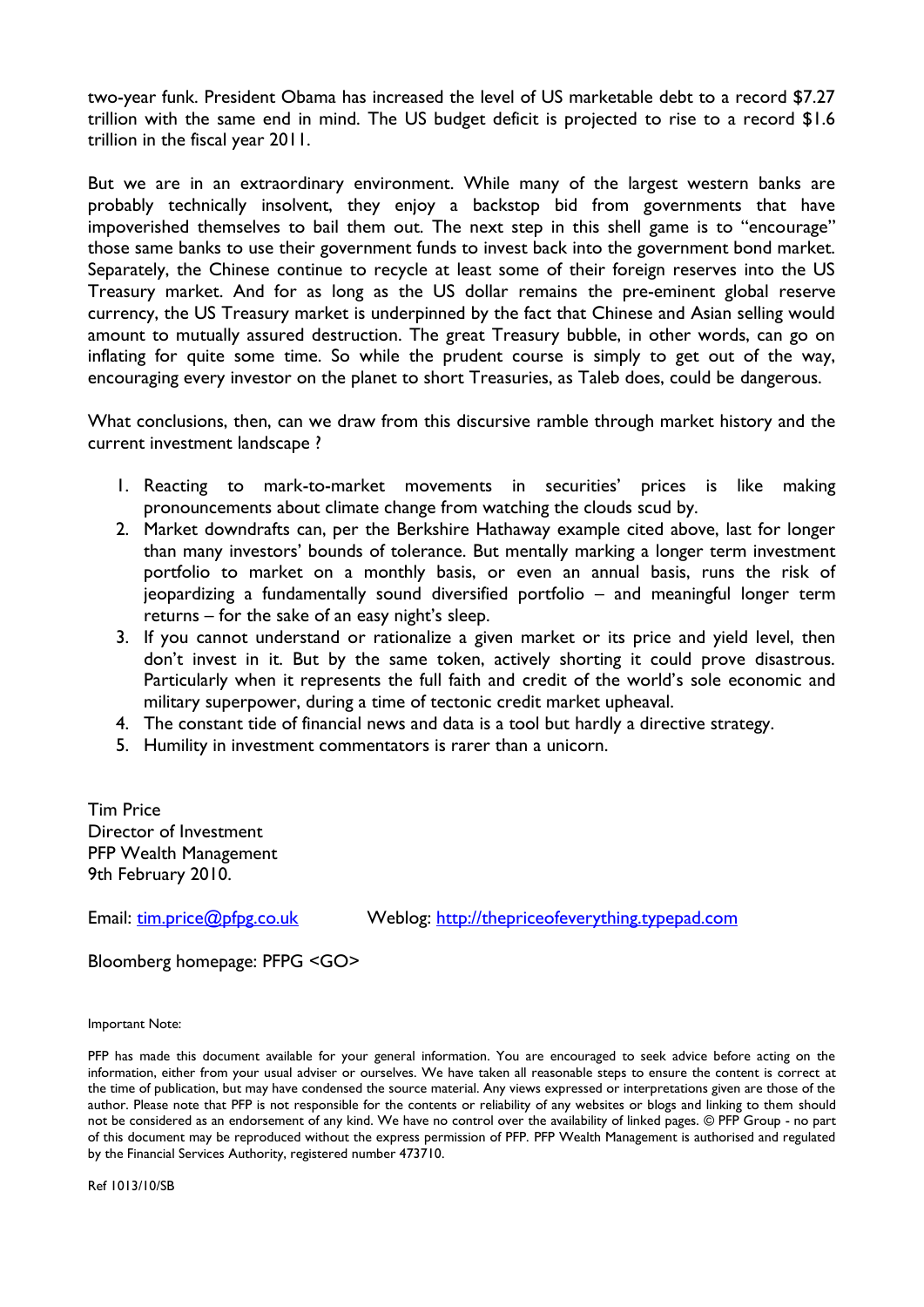two-year funk. President Obama has increased the level of US marketable debt to a record $7.27 trillion with the same end in mind. The US budget deficit is projected to rise to a record $1.6 trillion in the fiscal year 2011.

But we are in an extraordinary environment. While many of the largest western banks are probably technically insolvent, they enjoy a backstop bid from governments that have impoverished themselves to bail them out. The next step in this shell game is to "encourage" those same banks to use their government funds to invest back into the government bond market. Separately, the Chinese continue to recycle at least some of their foreign reserves into the US Treasury market. And for as long as the US dollar remains the pre-eminent global reserve currency, the US Treasury market is underpinned by the fact that Chinese and Asian selling would amount to mutually assured destruction. The great Treasury bubble, in other words, can go on inflating for quite some time. So while the prudent course is simply to get out of the way, encouraging every investor on the planet to short Treasuries, as Taleb does, could be dangerous.

What conclusions, then, can we draw from this discursive ramble through market history and the current investment landscape ?

1. Reacting to mark-to-market movements in securities' prices is like making pronouncements about climate change from watching the clouds scud by.
2. Market downdrafts can, per the Berkshire Hathaway example cited above, last for longer than many investors' bounds of tolerance. But mentally marking a longer term investment portfolio to market on a monthly basis, or even an annual basis, runs the risk of jeopardizing a fundamentally sound diversified portfolio – and meaningful longer term returns – for the sake of an easy night's sleep.
3. If you cannot understand or rationalize a given market or its price and yield level, then don't invest in it. But by the same token, actively shorting it could prove disastrous. Particularly when it represents the full faith and credit of the world's sole economic and military superpower, during a time of tectonic credit market upheaval.
4. The constant tide of financial news and data is a tool but hardly a directive strategy.
5. Humility in investment commentators is rarer than a unicorn.

Tim Price
Director of Investment
PFP Wealth Management
9th February 2010.

Email: tim.price@pfpg.co.uk Weblog: http://thepriceofeverything.typepad.com

Bloomberg homepage: PFPG <GO>

Important Note:

PFP has made this document available for your general information. You are encouraged to seek advice before acting on the information, either from your usual adviser or ourselves. We have taken all reasonable steps to ensure the content is correct at the time of publication, but may have condensed the source material. Any views expressed or interpretations given are those of the author. Please note that PFP is not responsible for the contents or reliability of any websites or blogs and linking to them should not be considered as an endorsement of any kind. We have no control over the availability of linked pages. © PFP Group - no part of this document may be reproduced without the express permission of PFP. PFP Wealth Management is authorised and regulated by the Financial Services Authority, registered number 473710.

Ref 1013/10/SB